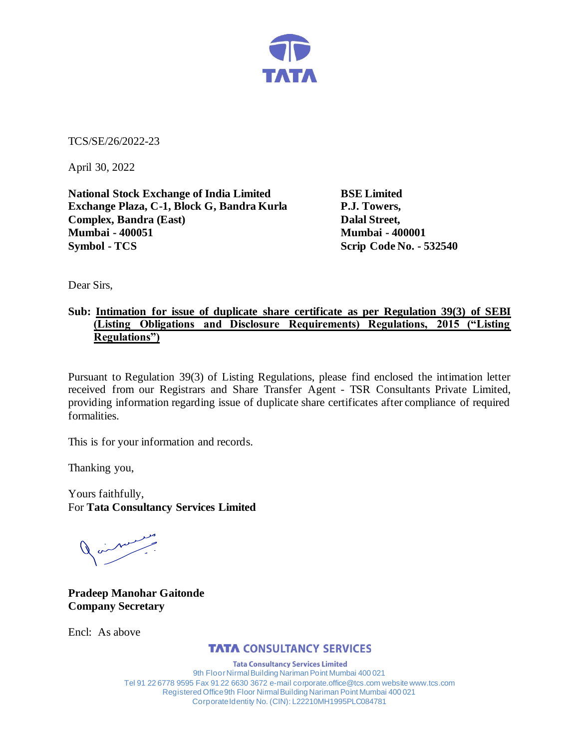TCS/SE/26/2022-23

April 30, 2022

**National Stock Exchange of India Limited**
**Exchange Plaza, C-1, Block G, Bandra Kurla Complex, Bandra (East)**
**Mumbai - 400051**
**Symbol - TCS**

**BSE Limited**
**P.J. Towers,**
**Dalal Street,**
**Mumbai - 400001**
**Scrip Code No. - 532540**

Dear Sirs,

**Sub: Intimation for issue of duplicate share certificate as per Regulation 39(3) of SEBI (Listing Obligations and Disclosure Requirements) Regulations, 2015 ("Listing Regulations")**

Pursuant to Regulation 39(3) of Listing Regulations, please find enclosed the intimation letter received from our Registrars and Share Transfer Agent - TSR Consultants Private Limited, providing information regarding issue of duplicate share certificates after compliance of required formalities.

This is for your information and records.

Thanking you,

Yours faithfully,
For **Tata Consultancy Services Limited**

**Pradeep Manohar Gaitonde**
**Company Secretary**

Encl: As above

**TATA CONSULTANCY SERVICES**

**Tata Consultancy Services Limited**
9th Floor Nirmal Building Nariman Point Mumbai 400 021
Tel 91 22 6778 9595 Fax 91 22 6630 3672 e-mail corporate.office@tcs.com website www.tcs.com
Registered Office 9th Floor Nirmal Building Nariman Point Mumbai 400 021
Corporate Identity No. (CIN): L22210MH1995PLC084781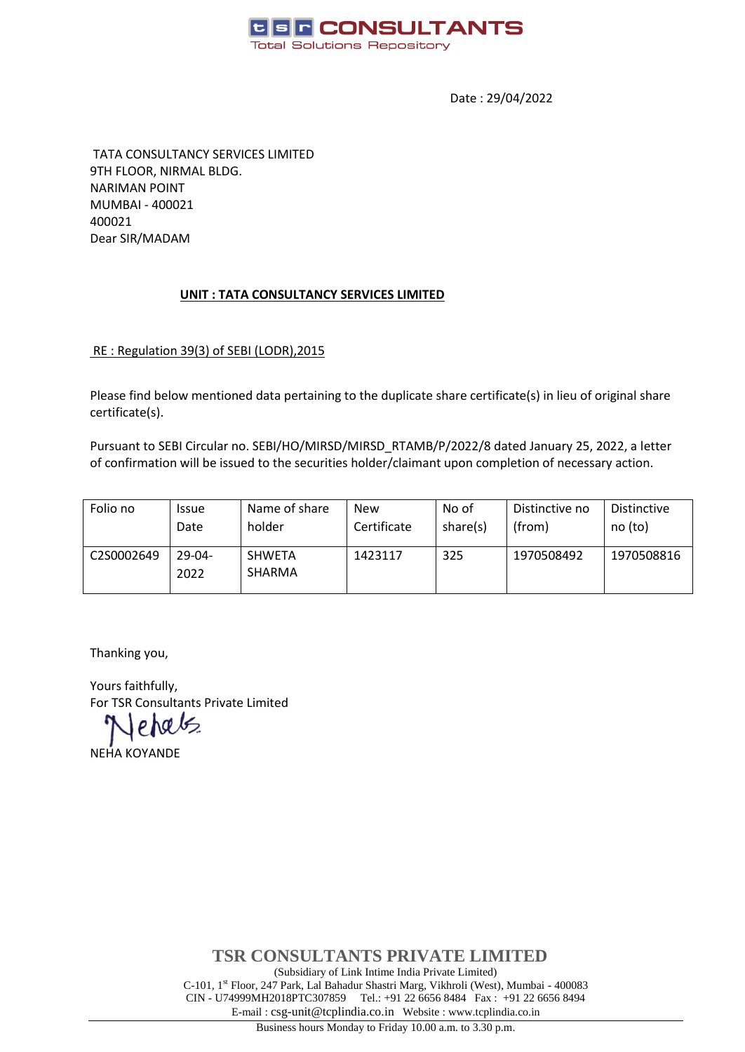**TSR CONSULTANTS**
Total Solutions Repository

Date : 29/04/2022

TATA CONSULTANCY SERVICES LIMITED
9TH FLOOR, NIRMAL BLDG.
NARIMAN POINT
MUMBAI - 400021
400021
Dear SIR/MADAM

**UNIT : TATA CONSULTANCY SERVICES LIMITED**

RE : Regulation 39(3) of SEBI (LODR),2015

Please find below mentioned data pertaining to the duplicate share certificate(s) in lieu of original share certificate(s).

Pursuant to SEBI Circular no. SEBI/HO/MIRSD/MIRSD_RTAMB/P/2022/8 dated January 25, 2022, a letter of confirmation will be issued to the securities holder/claimant upon completion of necessary action.

| Folio no | Issue Date | Name of share holder | New Certificate | No of share(s) | Distinctive no (from) | Distinctive no (to) |
|---|---|---|---|---|---|---|
| C2S0002649 | 29-04-2022 | SHWETA SHARMA | 1423117 | 325 | 1970508492 | 1970508816 |

Thanking you,

Yours faithfully,
For TSR Consultants Private Limited

Nehal

NEHA KOYANDE

**TSR CONSULTANTS PRIVATE LIMITED**
(Subsidiary of Link Intime India Private Limited)
C-101, 1st Floor, 247 Park, Lal Bahadur Shastri Marg, Vikhroli (West), Mumbai - 400083
CIN - U74999MH2018PTC307859 Tel.: +91 22 6656 8484 Fax : +91 22 6656 8494
E-mail : csg-unit@tcplindia.co.in Website : www.tcplindia.co.in
Business hours Monday to Friday 10.00 a.m. to 3.30 p.m.